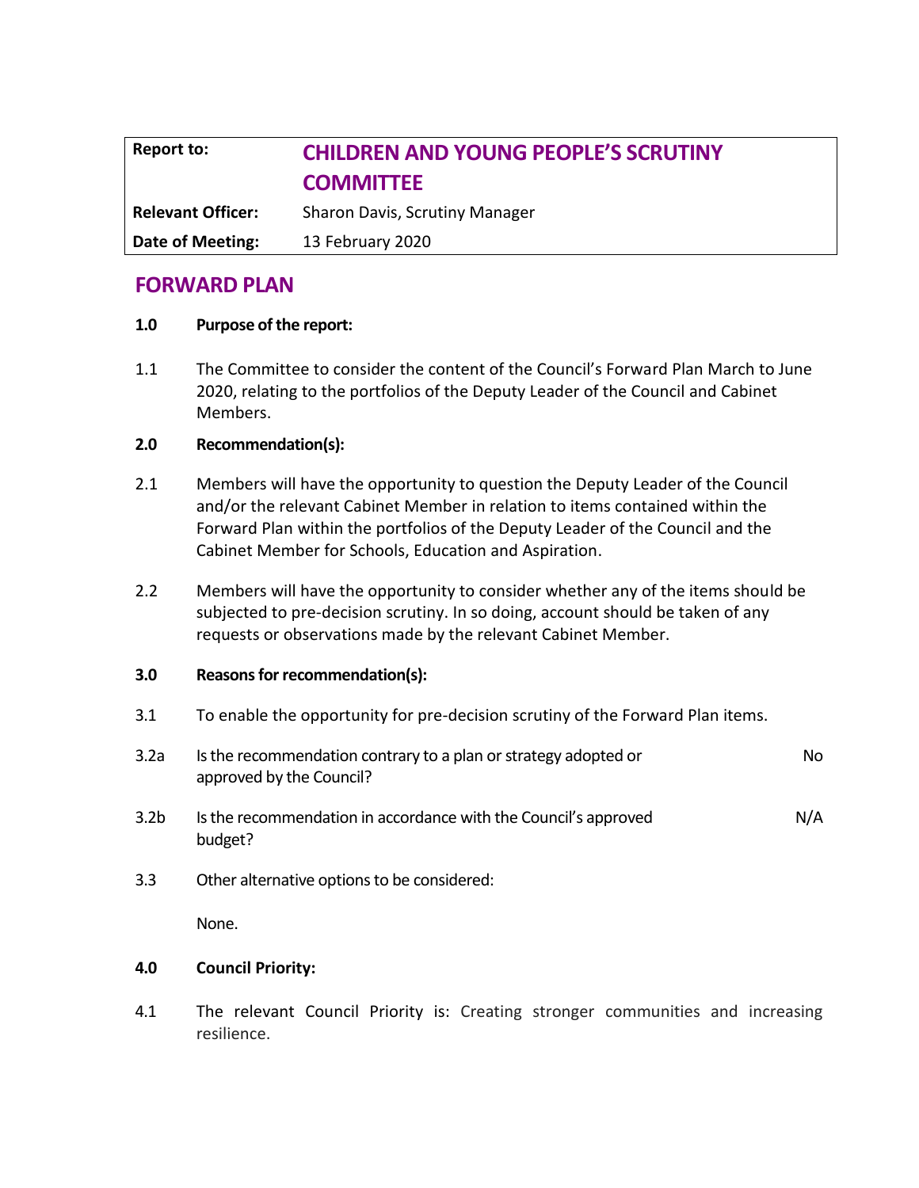| Report to: | CHILDREN AND YOUNG PEOPLE'S SCRUTINY COMMITTEE |
| --- | --- |
| Relevant Officer: | Sharon Davis, Scrutiny Manager |
| Date of Meeting: | 13 February 2020 |

# FORWARD PLAN

**1.0 Purpose of the report:**

1.1 The Committee to consider the content of the Council's Forward Plan March to June 2020, relating to the portfolios of the Deputy Leader of the Council and Cabinet Members.

**2.0 Recommendation(s):**

2.1 Members will have the opportunity to question the Deputy Leader of the Council and/or the relevant Cabinet Member in relation to items contained within the Forward Plan within the portfolios of the Deputy Leader of the Council and the Cabinet Member for Schools, Education and Aspiration.

2.2 Members will have the opportunity to consider whether any of the items should be subjected to pre-decision scrutiny. In so doing, account should be taken of any requests or observations made by the relevant Cabinet Member.

**3.0 Reasons for recommendation(s):**

3.1 To enable the opportunity for pre-decision scrutiny of the Forward Plan items.

3.2a Is the recommendation contrary to a plan or strategy adopted or approved by the Council? No

3.2b Is the recommendation in accordance with the Council's approved budget? N/A

3.3 Other alternative options to be considered:

None.

**4.0 Council Priority:**

4.1 The relevant Council Priority is: Creating stronger communities and increasing resilience.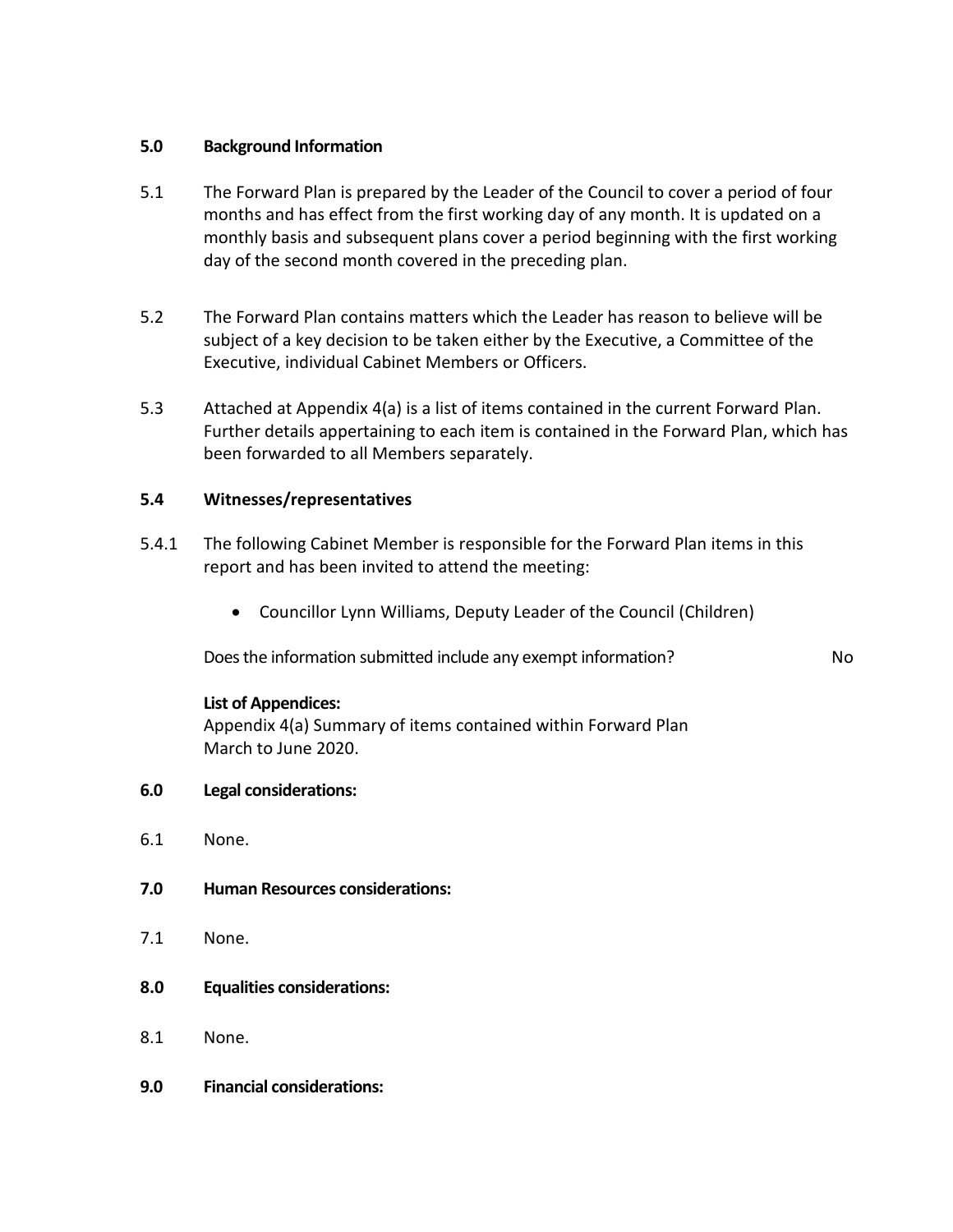**5.0 Background Information**

5.1 The Forward Plan is prepared by the Leader of the Council to cover a period of four months and has effect from the first working day of any month. It is updated on a monthly basis and subsequent plans cover a period beginning with the first working day of the second month covered in the preceding plan.

5.2 The Forward Plan contains matters which the Leader has reason to believe will be subject of a key decision to be taken either by the Executive, a Committee of the Executive, individual Cabinet Members or Officers.

5.3 Attached at Appendix 4(a) is a list of items contained in the current Forward Plan. Further details appertaining to each item is contained in the Forward Plan, which has been forwarded to all Members separately.

**5.4 Witnesses/representatives**

5.4.1 The following Cabinet Member is responsible for the Forward Plan items in this report and has been invited to attend the meeting:

- Councillor Lynn Williams, Deputy Leader of the Council (Children)

Does the information submitted include any exempt information? No

**List of Appendices:**
Appendix 4(a) Summary of items contained within Forward Plan March to June 2020.

**6.0 Legal considerations:**

6.1 None.

**7.0 Human Resources considerations:**

7.1 None.

**8.0 Equalities considerations:**

8.1 None.

**9.0 Financial considerations:**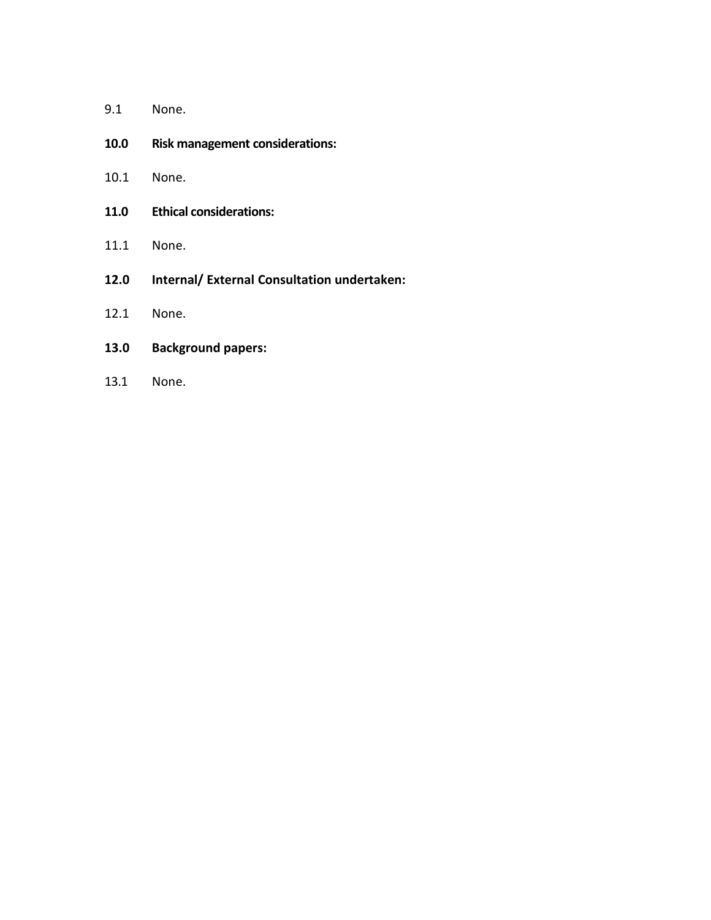9.1 None.

**10.0 Risk management considerations:**

10.1 None.

**11.0 Ethical considerations:**

11.1 None.

**12.0 Internal/ External Consultation undertaken:**

12.1 None.

**13.0 Background papers:**

13.1 None.